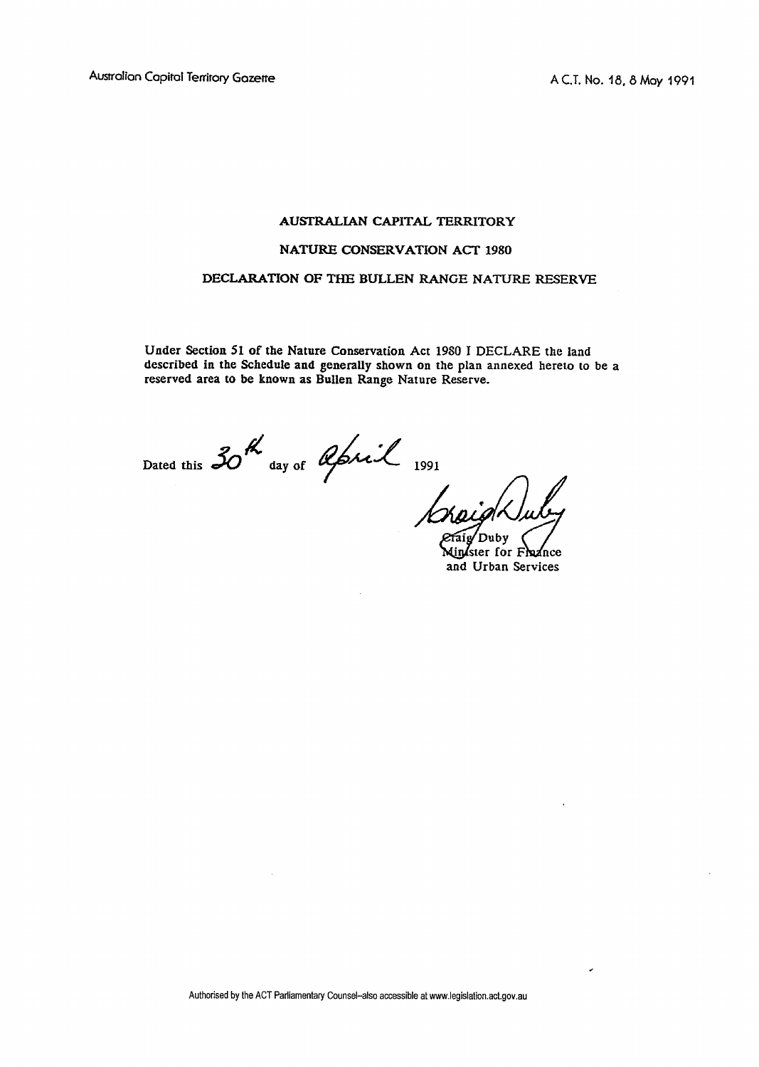# AUSTRALIAN CAPITAL TERRITORY

## NATURE CONSERVATION ACT 1980

## DECLARATION OF THE BULLEN RANGE NATURE RESERVE

Under Section 51 of the Nature Conservation Act 1980 I DECLARE the land described in the Schedule and generally shown on the plan annexed hereto to be a reserved area to be known as Bullen Range Nature Reserve.

Dated this 30th day of April 1991

Craig Duby
Minister for Finance
and Urban Services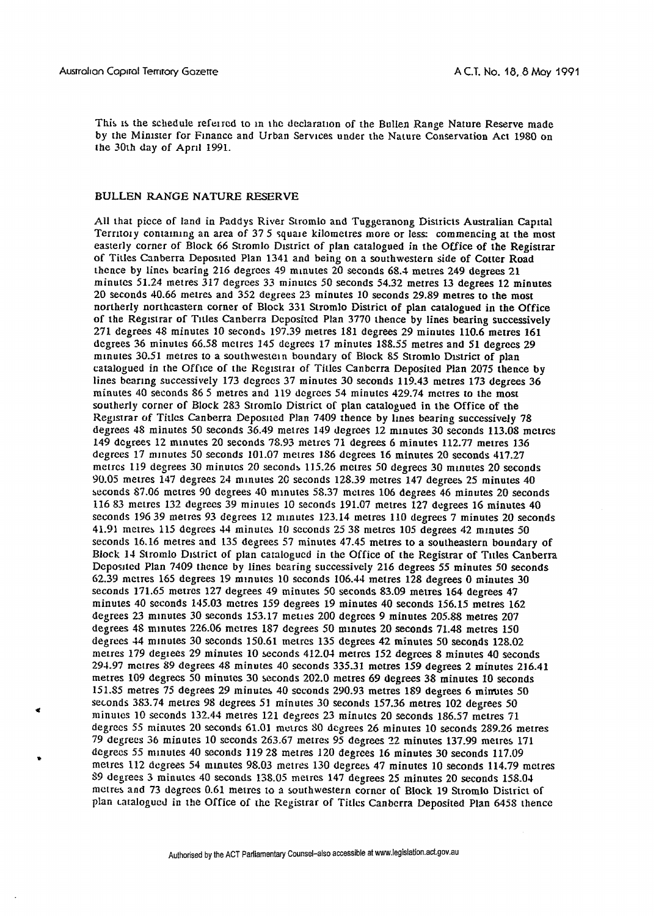This is the schedule referred to in the declaration of the Bullen Range Nature Reserve made by the Minister for Finance and Urban Services under the Nature Conservation Act 1980 on the 30th day of April 1991.

## BULLEN RANGE NATURE RESERVE

All that piece of land in Paddys River Stromlo and Tuggeranong Districts Australian Capital Territory containing an area of 37 5 square kilometres more or less: commencing at the most easterly corner of Block 66 Stromlo District of plan catalogued in the Office of the Registrar of Titles Canberra Deposited Plan 1341 and being on a southwestern side of Cotter Road thence by lines bearing 216 degrees 49 minutes 20 seconds 68.4 metres 249 degrees 21 minutes 51.24 metres 317 degrees 33 minutes 50 seconds 54.32 metres 13 degrees 12 minutes 20 seconds 40.66 metres and 352 degrees 23 minutes 10 seconds 29.89 metres to the most northerly northeastern corner of Block 331 Stromlo District of plan catalogued in the Office of the Registrar of Titles Canberra Deposited Plan 3770 thence by lines bearing successively 271 degrees 48 minutes 10 seconds 197.39 metres 181 degrees 29 minutes 110.6 metres 161 degrees 36 minutes 66.58 metres 145 degrees 17 minutes 188.55 metres and 51 degrees 29 minutes 30.51 metres to a southwestern boundary of Block 85 Stromlo District of plan catalogued in the Office of the Registrar of Titles Canberra Deposited Plan 2075 thence by lines bearing successively 173 degrees 37 minutes 30 seconds 119.43 metres 173 degrees 36 minutes 40 seconds 86 5 metres and 119 degrees 54 minutes 429.74 metres to the most southerly corner of Block 283 Stromlo District of plan catalogued in the Office of the Registrar of Titles Canberra Deposited Plan 7409 thence by lines bearing successively 78 degrees 48 minutes 50 seconds 36.49 metres 149 degrees 12 minutes 30 seconds 113.08 metres 149 degrees 12 minutes 20 seconds 78.93 metres 71 degrees 6 minutes 112.77 metres 136 degrees 17 minutes 50 seconds 101.07 metres 186 degrees 16 minutes 20 seconds 417.27 metres 119 degrees 30 minutes 20 seconds 115.26 metres 50 degrees 30 minutes 20 seconds 90.05 metres 147 degrees 24 minutes 20 seconds 128.39 metres 147 degrees 25 minutes 40 seconds 87.06 metres 90 degrees 40 minutes 58.37 metres 106 degrees 46 minutes 20 seconds 116 83 metres 132 degrees 39 minutes 10 seconds 191.07 metres 127 degrees 16 minutes 40 seconds 196 39 metres 93 degrees 12 minutes 123.14 metres 110 degrees 7 minutes 20 seconds 41.91 metres 115 degrees 44 minutes 10 seconds 25 38 metres 105 degrees 42 minutes 50 seconds 16.16 metres and 135 degrees 57 minutes 47.45 metres to a southeastern boundary of Block 14 Stromlo District of plan catalogued in the Office of the Registrar of Titles Canberra Deposited Plan 7409 thence by lines bearing successively 216 degrees 55 minutes 50 seconds 62.39 metres 165 degrees 19 minutes 10 seconds 106.44 metres 128 degrees 0 minutes 30 seconds 171.65 metres 127 degrees 49 minutes 50 seconds 83.09 metres 164 degrees 47 minutes 40 seconds 145.03 metres 159 degrees 19 minutes 40 seconds 156.15 metres 162 degrees 23 minutes 30 seconds 153.17 metres 200 degrees 9 minutes 205.88 metres 207 degrees 48 minutes 226.06 metres 187 degrees 50 minutes 20 seconds 71.48 metres 150 degrees 44 minutes 30 seconds 150.61 metres 135 degrees 42 minutes 50 seconds 128.02 metres 179 degrees 29 minutes 10 seconds 412.04 metres 152 degrees 8 minutes 40 seconds 294.97 metres 89 degrees 48 minutes 40 seconds 335.31 metres 159 degrees 2 minutes 216.41 metres 109 degrees 50 minutes 30 seconds 202.0 metres 69 degrees 38 minutes 10 seconds 151.85 metres 75 degrees 29 minutes 40 seconds 290.93 metres 189 degrees 6 minutes 50 seconds 383.74 metres 98 degrees 51 minutes 30 seconds 157.36 metres 102 degrees 50 minutes 10 seconds 132.44 metres 121 degrees 23 minutes 20 seconds 186.57 metres 71 degrees 55 minutes 20 seconds 61.01 metres 80 degrees 26 minutes 10 seconds 289.26 metres 79 degrees 36 minutes 10 seconds 263.67 metres 95 degrees 22 minutes 137.99 metres 171 degrees 55 minutes 40 seconds 119 28 metres 120 degrees 16 minutes 30 seconds 117.09 metres 112 degrees 54 minutes 98.03 metres 130 degrees 47 minutes 10 seconds 114.79 metres 89 degrees 3 minutes 40 seconds 138.05 metres 147 degrees 25 minutes 20 seconds 158.04 metres and 73 degrees 0.61 metres to a southwestern corner of Block 19 Stromlo District of plan catalogued in the Office of the Registrar of Titles Canberra Deposited Plan 6458 thence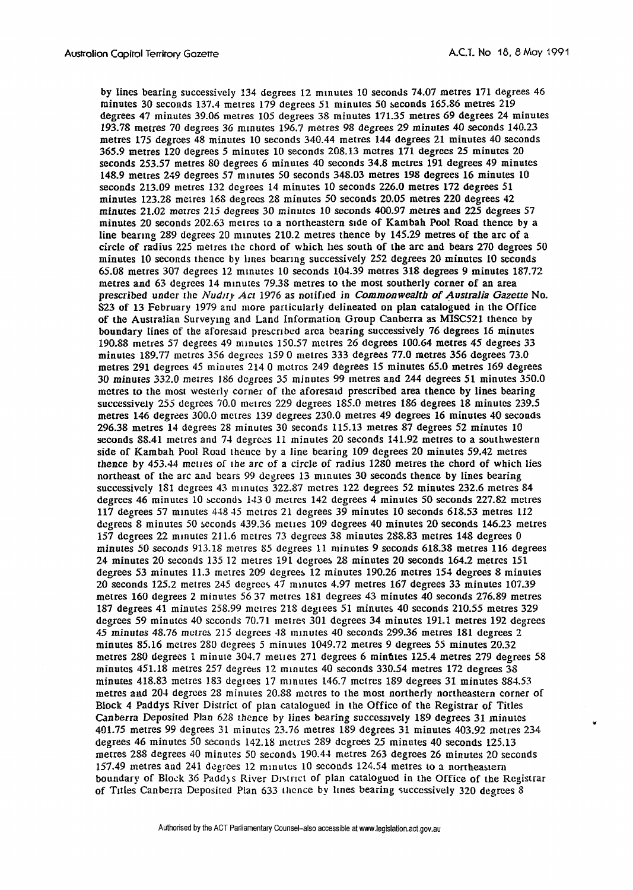by lines bearing successively 134 degrees 12 minutes 10 seconds 74.07 metres 171 degrees 46 minutes 30 seconds 137.4 metres 179 degrees 51 minutes 50 seconds 165.86 metres 219 degrees 47 minutes 39.06 metres 105 degrees 38 minutes 171.35 metres 69 degrees 24 minutes 193.78 metres 70 degrees 36 minutes 196.7 metres 98 degrees 29 minutes 40 seconds 140.23 metres 175 degrees 48 minutes 10 seconds 340.44 metres 144 degrees 21 minutes 40 seconds 365.9 metres 120 degrees 5 minutes 10 seconds 208.13 metres 171 degrees 25 minutes 20 seconds 253.57 metres 80 degrees 6 minutes 40 seconds 34.8 metres 191 degrees 49 minutes 148.9 metres 249 degrees 57 minutes 50 seconds 348.03 metres 198 degrees 16 minutes 10 seconds 213.09 metres 132 degrees 14 minutes 10 seconds 226.0 metres 172 degrees 51 minutes 123.28 metres 168 degrees 28 minutes 50 seconds 20.05 metres 220 degrees 42 minutes 21.02 metres 215 degrees 30 minutes 10 seconds 400.97 metres and 225 degrees 57 minutes 20 seconds 202.63 metres to a northeastern side of Kambah Pool Road thence by a line bearing 289 degrees 20 minutes 210.2 metres thence by 145.29 metres of the arc of a circle of radius 225 metres the chord of which lies south of the arc and bears 270 degrees 50 minutes 10 seconds thence by lines bearing successively 252 degrees 20 minutes 10 seconds 65.08 metres 307 degrees 12 minutes 10 seconds 104.39 metres 318 degrees 9 minutes 187.72 metres and 63 degrees 14 minutes 79.38 metres to the most southerly corner of an area prescribed under the *Nudity Act* 1976 as notified in ***Commonwealth of Australia Gazette*** No. S23 of 13 February 1979 and more particularly delineated on plan catalogued in the Office of the Australian Surveying and Land Information Group Canberra as MISC521 thence by boundary lines of the aforesaid prescribed area bearing successively 76 degrees 16 minutes 190.88 metres 57 degrees 49 minutes 150.57 metres 26 degrees 100.64 metres 45 degrees 33 minutes 189.77 metres 356 degrees 159 0 metres 333 degrees 77.0 metres 356 degrees 73.0 metres 291 degrees 45 minutes 214 0 metres 249 degrees 15 minutes 65.0 metres 169 degrees 30 minutes 332.0 metres 186 degrees 35 minutes 99 metres and 244 degrees 51 minutes 350.0 metres to the most westerly corner of the aforesaid prescribed area thence by lines bearing successively 255 degrees 70.0 metres 229 degrees 185.0 metres 186 degrees 18 minutes 239.5 metres 146 degrees 300.0 metres 139 degrees 230.0 metres 49 degrees 16 minutes 40 seconds 296.38 metres 14 degrees 28 minutes 30 seconds 115.13 metres 87 degrees 52 minutes 10 seconds 88.41 metres and 74 degrees 11 minutes 20 seconds 141.92 metres to a southwestern side of Kambah Pool Road thence by a line bearing 109 degrees 20 minutes 59.42 metres thence by 453.44 metres of the arc of a circle of radius 1280 metres the chord of which lies northeast of the arc and bears 99 degrees 13 minutes 30 seconds thence by lines bearing successively 181 degrees 43 minutes 322.87 metres 122 degrees 52 minutes 232.6 metres 84 degrees 46 minutes 10 seconds 143 0 metres 142 degrees 4 minutes 50 seconds 227.82 metres 117 degrees 57 minutes 448 45 metres 21 degrees 39 minutes 10 seconds 618.53 metres 112 degrees 8 minutes 50 seconds 439.36 metres 109 degrees 40 minutes 20 seconds 146.23 metres 157 degrees 22 minutes 211.6 metres 73 degrees 38 minutes 288.83 metres 148 degrees 0 minutes 50 seconds 913.18 metres 85 degrees 11 minutes 9 seconds 618.38 metres 116 degrees 24 minutes 20 seconds 135 12 metres 191 degrees 28 minutes 20 seconds 164.2 metres 151 degrees 53 minutes 11.3 metres 209 degrees 12 minutes 190.26 metres 154 degrees 8 minutes 20 seconds 125.2 metres 245 degrees 47 minutes 4.97 metres 167 degrees 33 minutes 107.39 metres 160 degrees 2 minutes 56 37 metres 181 degrees 43 minutes 40 seconds 276.89 metres 187 degrees 41 minutes 258.99 metres 218 degrees 51 minutes 40 seconds 210.55 metres 329 degrees 59 minutes 40 seconds 70.71 metres 301 degrees 34 minutes 191.1 metres 192 degrees 45 minutes 48.76 metres 215 degrees 48 minutes 40 seconds 299.36 metres 181 degrees 2 minutes 85.16 metres 280 degrees 5 minutes 1049.72 metres 9 degrees 55 minutes 20.32 metres 280 degrees 1 minute 304.7 metres 271 degrees 6 minutes 125.4 metres 279 degrees 58 minutes 451.18 metres 257 degrees 12 minutes 40 seconds 330.54 metres 172 degrees 38 minutes 418.83 metres 183 degrees 17 minutes 146.7 metres 189 degrees 31 minutes 884.53 metres and 204 degrees 28 minutes 20.88 metres to the most northerly northeastern corner of Block 4 Paddys River District of plan catalogued in the Office of the Registrar of Titles Canberra Deposited Plan 628 thence by lines bearing successively 189 degrees 31 minutes 401.75 metres 99 degrees 31 minutes 23.76 metres 189 degrees 31 minutes 403.92 metres 234 degrees 46 minutes 50 seconds 142.18 metres 289 degrees 25 minutes 40 seconds 125.13 metres 288 degrees 40 minutes 50 seconds 190.44 metres 263 degrees 26 minutes 20 seconds 157.49 metres and 241 degrees 12 minutes 10 seconds 124.54 metres to a northeastern boundary of Block 36 Paddys River District of plan catalogued in the Office of the Registrar of Titles Canberra Deposited Plan 633 thence by lines bearing successively 320 degrees 8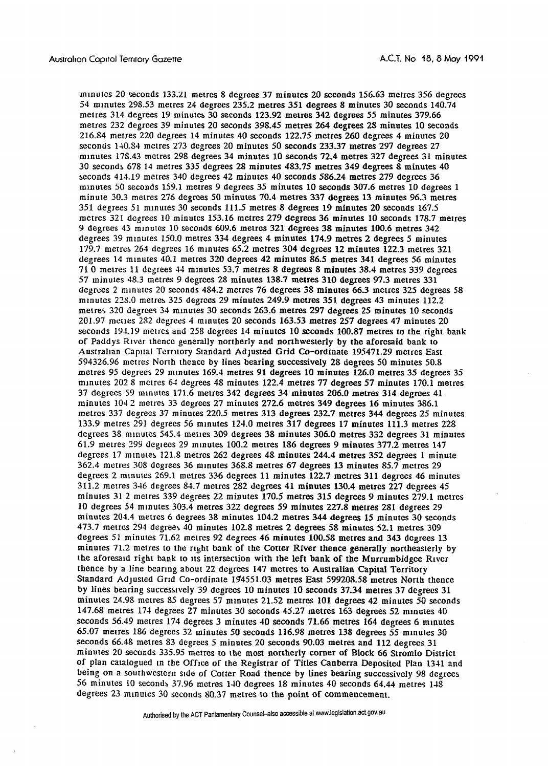minutes 20 seconds 133.21 metres 8 degrees 37 minutes 20 seconds 156.63 metres 356 degrees 54 minutes 298.53 metres 24 degrees 235.2 metres 351 degrees 8 minutes 30 seconds 140.74 metres 314 degrees 19 minutes 30 seconds 123.92 metres 342 degrees 55 minutes 379.66 metres 232 degrees 39 minutes 20 seconds 398.45 metres 264 degrees 28 minutes 10 seconds 216.84 metres 220 degrees 14 minutes 40 seconds 122.75 metres 260 degrees 4 minutes 20 seconds 140.84 metres 273 degrees 20 minutes 50 seconds 233.37 metres 297 degrees 27 minutes 178.43 metres 298 degrees 34 minutes 10 seconds 72.4 metres 327 degrees 31 minutes 30 seconds 678 14 metres 335 degrees 28 minutes 483.75 metres 349 degrees 8 minutes 40 seconds 414.19 metres 340 degrees 42 minutes 40 seconds 586.24 metres 279 degrees 36 minutes 50 seconds 159.1 metres 9 degrees 35 minutes 10 seconds 307.6 metres 10 degrees 1 minute 30.3 metres 276 degrees 50 minutes 70.4 metres 337 degrees 13 minutes 96.3 metres 351 degrees 51 minutes 30 seconds 111.5 metres 8 degrees 19 minutes 20 seconds 167.5 metres 321 degrees 10 minutes 153.16 metres 279 degrees 36 minutes 10 seconds 178.7 metres 9 degrees 43 minutes 10 seconds 609.6 metres 321 degrees 38 minutes 100.6 metres 342 degrees 39 minutes 150.0 metres 334 degrees 4 minutes 174.9 metres 2 degrees 5 minutes 179.7 metres 264 degrees 16 minutes 65.2 metres 304 degrees 12 minutes 122.3 metres 321 degrees 14 minutes 40.1 metres 320 degrees 42 minutes 86.5 metres 341 degrees 56 minutes 71 0 metres 11 degrees 44 minutes 53.7 metres 8 degrees 8 minutes 38.4 metres 339 degrees 57 minutes 48.3 metres 9 degrees 28 minutes 138.7 metres 310 degrees 97.3 metres 331 degrees 2 minutes 20 seconds 484.2 metres 76 degrees 38 minutes 66.3 metres 325 degrees 58 minutes 228.0 metres 325 degrees 29 minutes 249.9 metres 351 degrees 43 minutes 112.2 metres 320 degrees 34 minutes 30 seconds 263.6 metres 297 degrees 25 minutes 10 seconds 201.97 metres 282 degrees 4 minutes 20 seconds 163.53 metres 257 degrees 47 minutes 20 seconds 194.19 metres and 258 degrees 14 minutes 10 seconds 100.87 metres to the right bank of Paddys River thence generally northerly and northwesterly by the aforesaid bank to Australian Capital Territory Standard Adjusted Grid Co-ordinate 195471.29 metres East 594326.96 metres North thence by lines bearing successively 28 degrees 50 minutes 50.8 metres 95 degrees 29 minutes 169.4 metres 91 degrees 10 minutes 126.0 metres 35 degrees 35 minutes 202 8 metres 64 degrees 48 minutes 122.4 metres 77 degrees 57 minutes 170.1 metres 37 degrees 59 minutes 171.6 metres 342 degrees 34 minutes 206.0 metres 314 degrees 41 minutes 104 2 metres 33 degrees 27 minutes 272.6 metres 349 degrees 16 minutes 386.1 metres 337 degrees 37 minutes 220.5 metres 313 degrees 232.7 metres 344 degrees 25 minutes 133.9 metres 291 degrees 56 minutes 124.0 metres 317 degrees 17 minutes 111.3 metres 228 degrees 38 minutes 545.4 metres 309 degrees 38 minutes 306.0 metres 332 degrees 31 minutes 61.9 metres 299 degrees 29 minutes 100.2 metres 186 degrees 9 minutes 377.2 metres 147 degrees 17 minutes 121.8 metres 262 degrees 48 minutes 244.4 metres 352 degrees 1 minute 362.4 metres 308 degrees 36 minutes 368.8 metres 67 degrees 13 minutes 85.7 metres 29 degrees 2 minutes 269.1 metres 336 degrees 11 minutes 122.7 metres 311 degrees 46 minutes 311.2 metres 346 degrees 84.7 metres 282 degrees 41 minutes 130.4 metres 227 degrees 45 minutes 31 2 metres 339 degrees 22 minutes 170.5 metres 315 degrees 9 minutes 279.1 metres 10 degrees 54 minutes 303.4 metres 322 degrees 59 minutes 227.8 metres 281 degrees 29 minutes 204.4 metres 6 degrees 38 minutes 104.2 metres 344 degrees 15 minutes 30 seconds 473.7 metres 294 degrees 40 minutes 102.8 metres 2 degrees 58 minutes 52.1 metres 309 degrees 51 minutes 71.62 metres 92 degrees 46 minutes 100.58 metres and 343 degrees 13 minutes 71.2 metres to the right bank of the Cotter River thence generally northeasterly by the aforesaid right bank to its intersection with the left bank of the Murrumbidgee River thence by a line bearing about 22 degrees 147 metres to Australian Capital Territory Standard Adjusted Grid Co-ordinate 194551.03 metres East 599208.58 metres North thence by lines bearing successively 39 degrees 10 minutes 10 seconds 37.34 metres 37 degrees 31 minutes 24.98 metres 85 degrees 57 minutes 21.52 metres 101 degrees 42 minutes 50 seconds 147.68 metres 174 degrees 27 minutes 30 seconds 45.27 metres 163 degrees 52 minutes 40 seconds 56.49 metres 174 degrees 3 minutes 40 seconds 71.66 metres 164 degrees 6 minutes 65.07 metres 186 degrees 32 minutes 50 seconds 116.98 metres 138 degrees 55 minutes 30 seconds 66.48 metres 83 degrees 5 minutes 20 seconds 90.03 metres and 112 degrees 31 minutes 20 seconds 335.95 metres to the most northerly corner of Block 66 Stromlo District of plan catalogued in the Office of the Registrar of Titles Canberra Deposited Plan 1341 and being on a southwestern side of Cotter Road thence by lines bearing successively 98 degrees 56 minutes 10 seconds 37.96 metres 140 degrees 18 minutes 40 seconds 64.44 metres 148 degrees 23 minutes 30 seconds 80.37 metres to the point of commencement.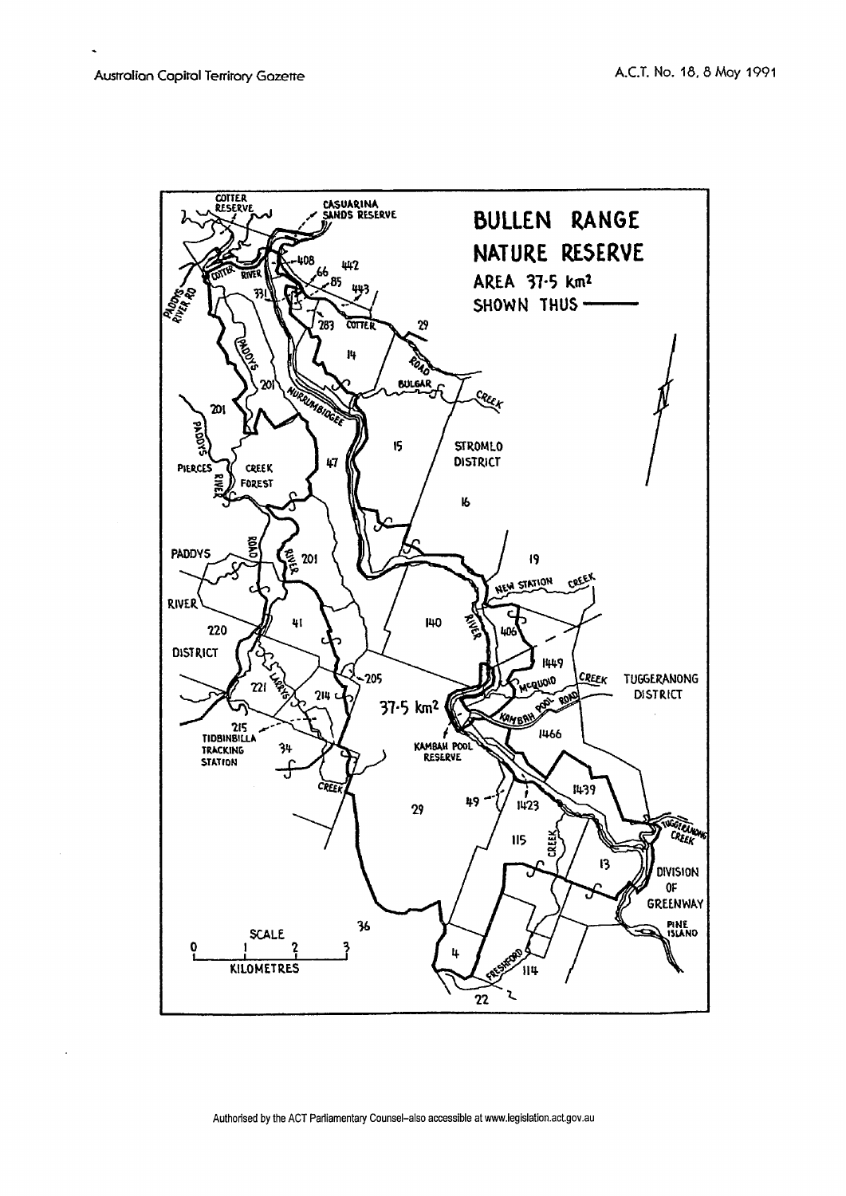BULLEN RANGE

NATURE RESERVE

AREA 37·5 km²

SHOWN THUS

COTTER RESERVE

CASUARINA SANDS RESERVE

PADDYS RIVER RD

COTTER RIVER

408

66

442

85

443

331

283

COTTER

29

ROAD

14

BULGAR

CREEK

PADDYS

201

MURRUMBIDGEE

201

PADDYS

PIERCES

CREEK

FOREST

RIVER

15

STROMLO DISTRICT

16

47

ROAD

PADDYS

RIVER

201

RIVER

19

NEW STATION

CREEK

RIVER

220

DISTRICT

41

140

RIVER

406

1449

221

LARRYS

214

205

37·5 km²

McQUOID

CREEK

TUGGERANONG DISTRICT

KAMBAH POOL ROAD

KAMBAH

1466

215

TIDBINBILLA TRACKING STATION

34

CREEK

KAMBAH POOL RESERVE

29

49

1423

1439

TUGGERANONG CREEK

115

CREEK

13

DIVISION OF GREENWAY

PINE ISLAND

36

SCALE

0 1 2 3

KILOMETRES

4

FRESHFORD

114

22

N